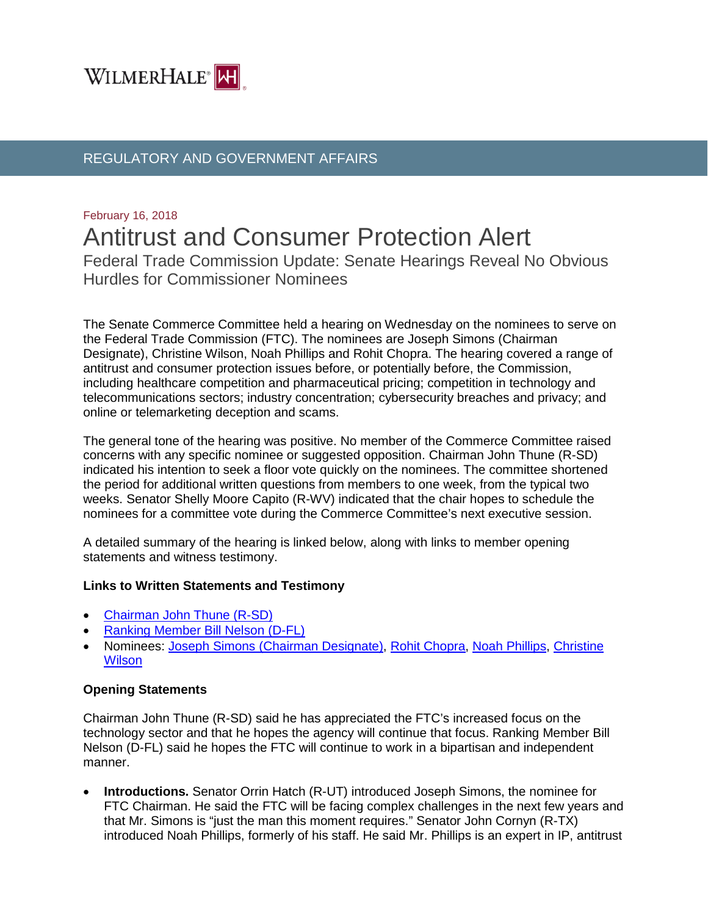WILMERHALE

REGULATORY AND GOVERNMENT AFFAIRS

February 16, 2018

# Antitrust and Consumer Protection Alert

## Federal Trade Commission Update: Senate Hearings Reveal No Obvious Hurdles for Commissioner Nominees

The Senate Commerce Committee held a hearing on Wednesday on the nominees to serve on the Federal Trade Commission (FTC). The nominees are Joseph Simons (Chairman Designate), Christine Wilson, Noah Phillips and Rohit Chopra. The hearing covered a range of antitrust and consumer protection issues before, or potentially before, the Commission, including healthcare competition and pharmaceutical pricing; competition in technology and telecommunications sectors; industry concentration; cybersecurity breaches and privacy; and online or telemarketing deception and scams.

The general tone of the hearing was positive. No member of the Commerce Committee raised concerns with any specific nominee or suggested opposition. Chairman John Thune (R-SD) indicated his intention to seek a floor vote quickly on the nominees. The committee shortened the period for additional written questions from members to one week, from the typical two weeks. Senator Shelly Moore Capito (R-WV) indicated that the chair hopes to schedule the nominees for a committee vote during the Commerce Committee's next executive session.

A detailed summary of the hearing is linked below, along with links to member opening statements and witness testimony.

**Links to Written Statements and Testimony**

- Chairman John Thune (R-SD)
- Ranking Member Bill Nelson (D-FL)
- Nominees: Joseph Simons (Chairman Designate), Rohit Chopra, Noah Phillips, Christine Wilson

**Opening Statements**

Chairman John Thune (R-SD) said he has appreciated the FTC's increased focus on the technology sector and that he hopes the agency will continue that focus. Ranking Member Bill Nelson (D-FL) said he hopes the FTC will continue to work in a bipartisan and independent manner.

- **Introductions.** Senator Orrin Hatch (R-UT) introduced Joseph Simons, the nominee for FTC Chairman. He said the FTC will be facing complex challenges in the next few years and that Mr. Simons is "just the man this moment requires." Senator John Cornyn (R-TX) introduced Noah Phillips, formerly of his staff. He said Mr. Phillips is an expert in IP, antitrust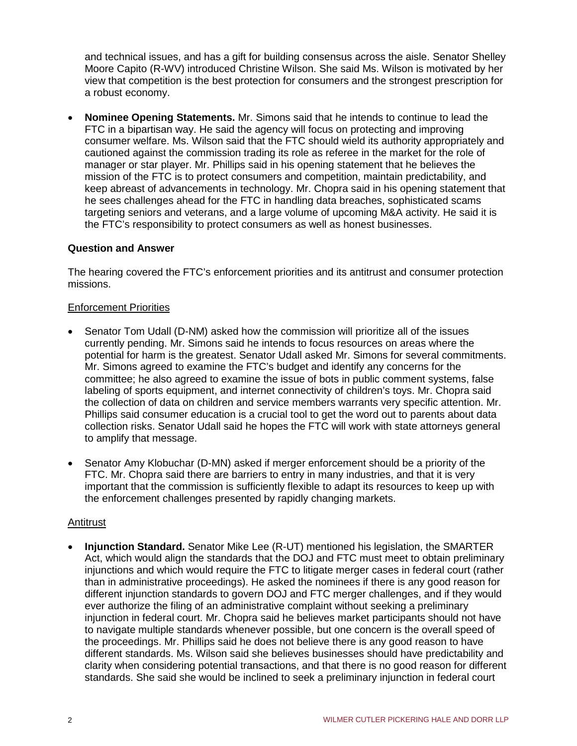and technical issues, and has a gift for building consensus across the aisle. Senator Shelley Moore Capito (R-WV) introduced Christine Wilson. She said Ms. Wilson is motivated by her view that competition is the best protection for consumers and the strongest prescription for a robust economy.

- **Nominee Opening Statements.** Mr. Simons said that he intends to continue to lead the FTC in a bipartisan way. He said the agency will focus on protecting and improving consumer welfare. Ms. Wilson said that the FTC should wield its authority appropriately and cautioned against the commission trading its role as referee in the market for the role of manager or star player. Mr. Phillips said in his opening statement that he believes the mission of the FTC is to protect consumers and competition, maintain predictability, and keep abreast of advancements in technology. Mr. Chopra said in his opening statement that he sees challenges ahead for the FTC in handling data breaches, sophisticated scams targeting seniors and veterans, and a large volume of upcoming M&A activity. He said it is the FTC's responsibility to protect consumers as well as honest businesses.

**Question and Answer**

The hearing covered the FTC's enforcement priorities and its antitrust and consumer protection missions.

<u>Enforcement Priorities</u>

- Senator Tom Udall (D-NM) asked how the commission will prioritize all of the issues currently pending. Mr. Simons said he intends to focus resources on areas where the potential for harm is the greatest. Senator Udall asked Mr. Simons for several commitments. Mr. Simons agreed to examine the FTC's budget and identify any concerns for the committee; he also agreed to examine the issue of bots in public comment systems, false labeling of sports equipment, and internet connectivity of children's toys. Mr. Chopra said the collection of data on children and service members warrants very specific attention. Mr. Phillips said consumer education is a crucial tool to get the word out to parents about data collection risks. Senator Udall said he hopes the FTC will work with state attorneys general to amplify that message.

- Senator Amy Klobuchar (D-MN) asked if merger enforcement should be a priority of the FTC. Mr. Chopra said there are barriers to entry in many industries, and that it is very important that the commission is sufficiently flexible to adapt its resources to keep up with the enforcement challenges presented by rapidly changing markets.

<u>Antitrust</u>

- **Injunction Standard.** Senator Mike Lee (R-UT) mentioned his legislation, the SMARTER Act, which would align the standards that the DOJ and FTC must meet to obtain preliminary injunctions and which would require the FTC to litigate merger cases in federal court (rather than in administrative proceedings). He asked the nominees if there is any good reason for different injunction standards to govern DOJ and FTC merger challenges, and if they would ever authorize the filing of an administrative complaint without seeking a preliminary injunction in federal court. Mr. Chopra said he believes market participants should not have to navigate multiple standards whenever possible, but one concern is the overall speed of the proceedings. Mr. Phillips said he does not believe there is any good reason to have different standards. Ms. Wilson said she believes businesses should have predictability and clarity when considering potential transactions, and that there is no good reason for different standards. She said she would be inclined to seek a preliminary injunction in federal court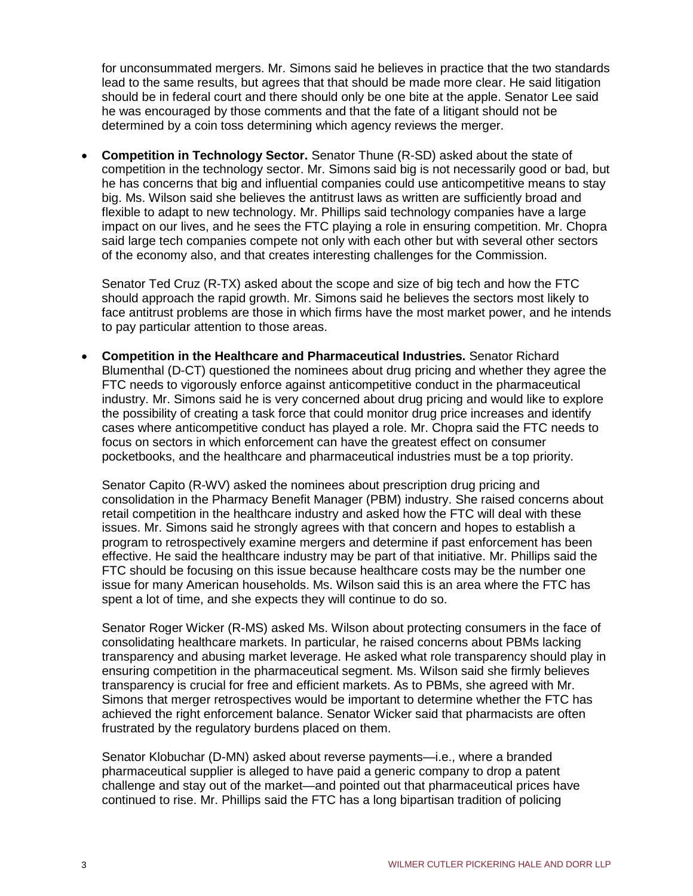for unconsummated mergers. Mr. Simons said he believes in practice that the two standards lead to the same results, but agrees that that should be made more clear. He said litigation should be in federal court and there should only be one bite at the apple. Senator Lee said he was encouraged by those comments and that the fate of a litigant should not be determined by a coin toss determining which agency reviews the merger.

- **Competition in Technology Sector.** Senator Thune (R-SD) asked about the state of competition in the technology sector. Mr. Simons said big is not necessarily good or bad, but he has concerns that big and influential companies could use anticompetitive means to stay big. Ms. Wilson said she believes the antitrust laws as written are sufficiently broad and flexible to adapt to new technology. Mr. Phillips said technology companies have a large impact on our lives, and he sees the FTC playing a role in ensuring competition. Mr. Chopra said large tech companies compete not only with each other but with several other sectors of the economy also, and that creates interesting challenges for the Commission.

  Senator Ted Cruz (R-TX) asked about the scope and size of big tech and how the FTC should approach the rapid growth. Mr. Simons said he believes the sectors most likely to face antitrust problems are those in which firms have the most market power, and he intends to pay particular attention to those areas.

- **Competition in the Healthcare and Pharmaceutical Industries.** Senator Richard Blumenthal (D-CT) questioned the nominees about drug pricing and whether they agree the FTC needs to vigorously enforce against anticompetitive conduct in the pharmaceutical industry. Mr. Simons said he is very concerned about drug pricing and would like to explore the possibility of creating a task force that could monitor drug price increases and identify cases where anticompetitive conduct has played a role. Mr. Chopra said the FTC needs to focus on sectors in which enforcement can have the greatest effect on consumer pocketbooks, and the healthcare and pharmaceutical industries must be a top priority.

  Senator Capito (R-WV) asked the nominees about prescription drug pricing and consolidation in the Pharmacy Benefit Manager (PBM) industry. She raised concerns about retail competition in the healthcare industry and asked how the FTC will deal with these issues. Mr. Simons said he strongly agrees with that concern and hopes to establish a program to retrospectively examine mergers and determine if past enforcement has been effective. He said the healthcare industry may be part of that initiative. Mr. Phillips said the FTC should be focusing on this issue because healthcare costs may be the number one issue for many American households. Ms. Wilson said this is an area where the FTC has spent a lot of time, and she expects they will continue to do so.

  Senator Roger Wicker (R-MS) asked Ms. Wilson about protecting consumers in the face of consolidating healthcare markets. In particular, he raised concerns about PBMs lacking transparency and abusing market leverage. He asked what role transparency should play in ensuring competition in the pharmaceutical segment. Ms. Wilson said she firmly believes transparency is crucial for free and efficient markets. As to PBMs, she agreed with Mr. Simons that merger retrospectives would be important to determine whether the FTC has achieved the right enforcement balance. Senator Wicker said that pharmacists are often frustrated by the regulatory burdens placed on them.

  Senator Klobuchar (D-MN) asked about reverse payments—i.e., where a branded pharmaceutical supplier is alleged to have paid a generic company to drop a patent challenge and stay out of the market—and pointed out that pharmaceutical prices have continued to rise. Mr. Phillips said the FTC has a long bipartisan tradition of policing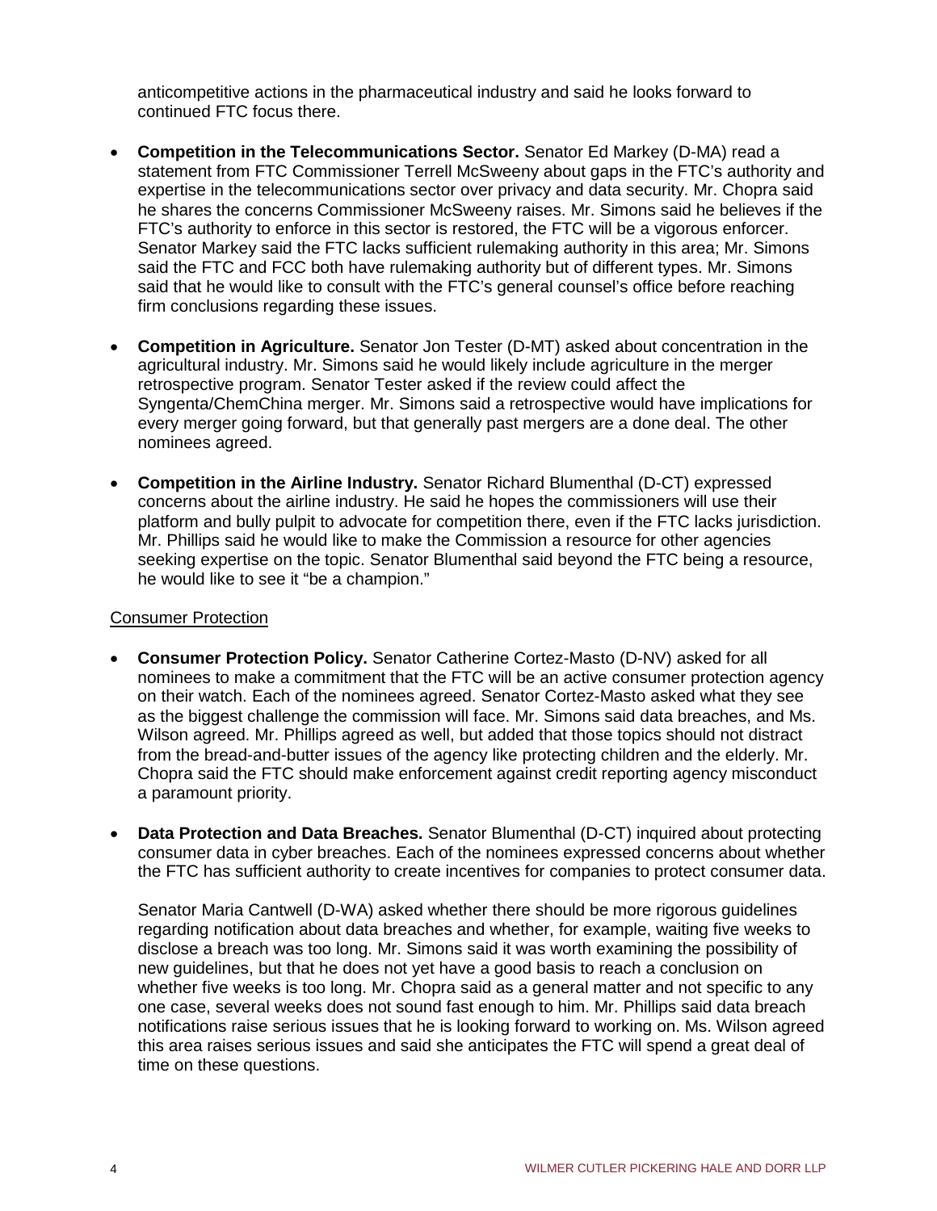anticompetitive actions in the pharmaceutical industry and said he looks forward to continued FTC focus there.

- **Competition in the Telecommunications Sector.** Senator Ed Markey (D-MA) read a statement from FTC Commissioner Terrell McSweeny about gaps in the FTC's authority and expertise in the telecommunications sector over privacy and data security. Mr. Chopra said he shares the concerns Commissioner McSweeny raises. Mr. Simons said he believes if the FTC's authority to enforce in this sector is restored, the FTC will be a vigorous enforcer. Senator Markey said the FTC lacks sufficient rulemaking authority in this area; Mr. Simons said the FTC and FCC both have rulemaking authority but of different types. Mr. Simons said that he would like to consult with the FTC's general counsel's office before reaching firm conclusions regarding these issues.

- **Competition in Agriculture.** Senator Jon Tester (D-MT) asked about concentration in the agricultural industry. Mr. Simons said he would likely include agriculture in the merger retrospective program. Senator Tester asked if the review could affect the Syngenta/ChemChina merger. Mr. Simons said a retrospective would have implications for every merger going forward, but that generally past mergers are a done deal. The other nominees agreed.

- **Competition in the Airline Industry.** Senator Richard Blumenthal (D-CT) expressed concerns about the airline industry. He said he hopes the commissioners will use their platform and bully pulpit to advocate for competition there, even if the FTC lacks jurisdiction. Mr. Phillips said he would like to make the Commission a resource for other agencies seeking expertise on the topic. Senator Blumenthal said beyond the FTC being a resource, he would like to see it "be a champion."

Consumer Protection

- **Consumer Protection Policy.** Senator Catherine Cortez-Masto (D-NV) asked for all nominees to make a commitment that the FTC will be an active consumer protection agency on their watch. Each of the nominees agreed. Senator Cortez-Masto asked what they see as the biggest challenge the commission will face. Mr. Simons said data breaches, and Ms. Wilson agreed. Mr. Phillips agreed as well, but added that those topics should not distract from the bread-and-butter issues of the agency like protecting children and the elderly. Mr. Chopra said the FTC should make enforcement against credit reporting agency misconduct a paramount priority.

- **Data Protection and Data Breaches.** Senator Blumenthal (D-CT) inquired about protecting consumer data in cyber breaches. Each of the nominees expressed concerns about whether the FTC has sufficient authority to create incentives for companies to protect consumer data.

  Senator Maria Cantwell (D-WA) asked whether there should be more rigorous guidelines regarding notification about data breaches and whether, for example, waiting five weeks to disclose a breach was too long. Mr. Simons said it was worth examining the possibility of new guidelines, but that he does not yet have a good basis to reach a conclusion on whether five weeks is too long. Mr. Chopra said as a general matter and not specific to any one case, several weeks does not sound fast enough to him. Mr. Phillips said data breach notifications raise serious issues that he is looking forward to working on. Ms. Wilson agreed this area raises serious issues and said she anticipates the FTC will spend a great deal of time on these questions.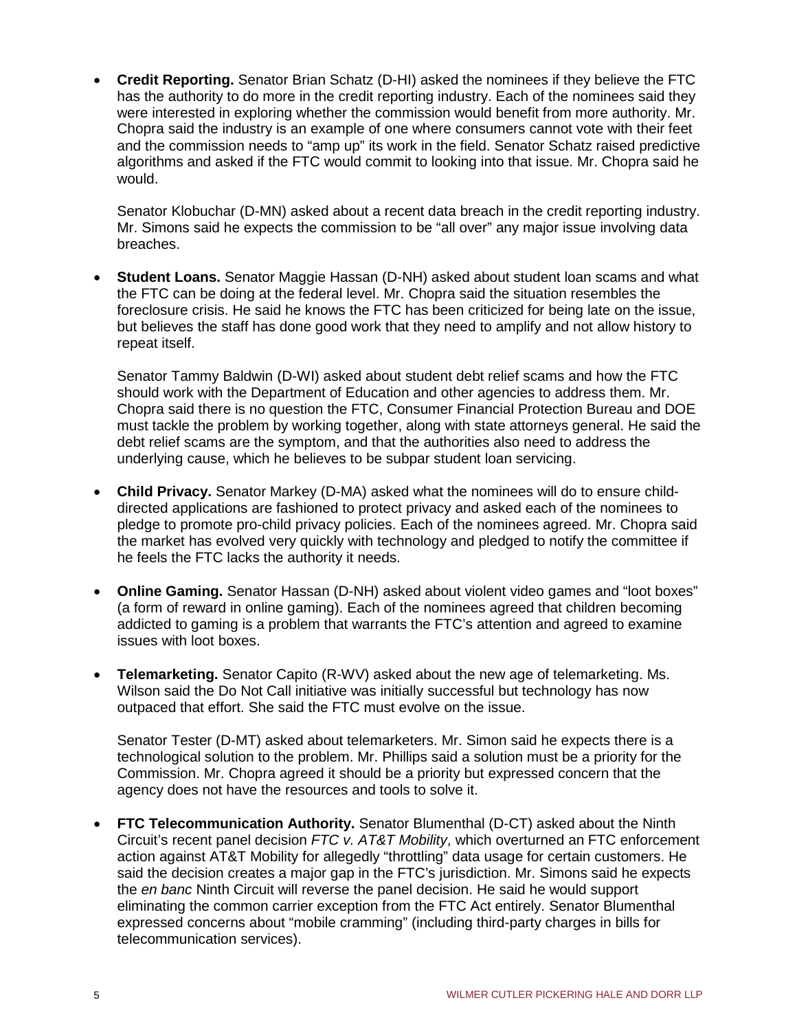- **Credit Reporting.** Senator Brian Schatz (D-HI) asked the nominees if they believe the FTC has the authority to do more in the credit reporting industry. Each of the nominees said they were interested in exploring whether the commission would benefit from more authority. Mr. Chopra said the industry is an example of one where consumers cannot vote with their feet and the commission needs to "amp up" its work in the field. Senator Schatz raised predictive algorithms and asked if the FTC would commit to looking into that issue. Mr. Chopra said he would.

  Senator Klobuchar (D-MN) asked about a recent data breach in the credit reporting industry. Mr. Simons said he expects the commission to be "all over" any major issue involving data breaches.

- **Student Loans.** Senator Maggie Hassan (D-NH) asked about student loan scams and what the FTC can be doing at the federal level. Mr. Chopra said the situation resembles the foreclosure crisis. He said he knows the FTC has been criticized for being late on the issue, but believes the staff has done good work that they need to amplify and not allow history to repeat itself.

  Senator Tammy Baldwin (D-WI) asked about student debt relief scams and how the FTC should work with the Department of Education and other agencies to address them. Mr. Chopra said there is no question the FTC, Consumer Financial Protection Bureau and DOE must tackle the problem by working together, along with state attorneys general. He said the debt relief scams are the symptom, and that the authorities also need to address the underlying cause, which he believes to be subpar student loan servicing.

- **Child Privacy.** Senator Markey (D-MA) asked what the nominees will do to ensure child-directed applications are fashioned to protect privacy and asked each of the nominees to pledge to promote pro-child privacy policies. Each of the nominees agreed. Mr. Chopra said the market has evolved very quickly with technology and pledged to notify the committee if he feels the FTC lacks the authority it needs.

- **Online Gaming.** Senator Hassan (D-NH) asked about violent video games and "loot boxes" (a form of reward in online gaming). Each of the nominees agreed that children becoming addicted to gaming is a problem that warrants the FTC's attention and agreed to examine issues with loot boxes.

- **Telemarketing.** Senator Capito (R-WV) asked about the new age of telemarketing. Ms. Wilson said the Do Not Call initiative was initially successful but technology has now outpaced that effort. She said the FTC must evolve on the issue.

  Senator Tester (D-MT) asked about telemarketers. Mr. Simon said he expects there is a technological solution to the problem. Mr. Phillips said a solution must be a priority for the Commission. Mr. Chopra agreed it should be a priority but expressed concern that the agency does not have the resources and tools to solve it.

- **FTC Telecommunication Authority.** Senator Blumenthal (D-CT) asked about the Ninth Circuit's recent panel decision *FTC v. AT&T Mobility*, which overturned an FTC enforcement action against AT&T Mobility for allegedly "throttling" data usage for certain customers. He said the decision creates a major gap in the FTC's jurisdiction. Mr. Simons said he expects the *en banc* Ninth Circuit will reverse the panel decision. He said he would support eliminating the common carrier exception from the FTC Act entirely. Senator Blumenthal expressed concerns about "mobile cramming" (including third-party charges in bills for telecommunication services).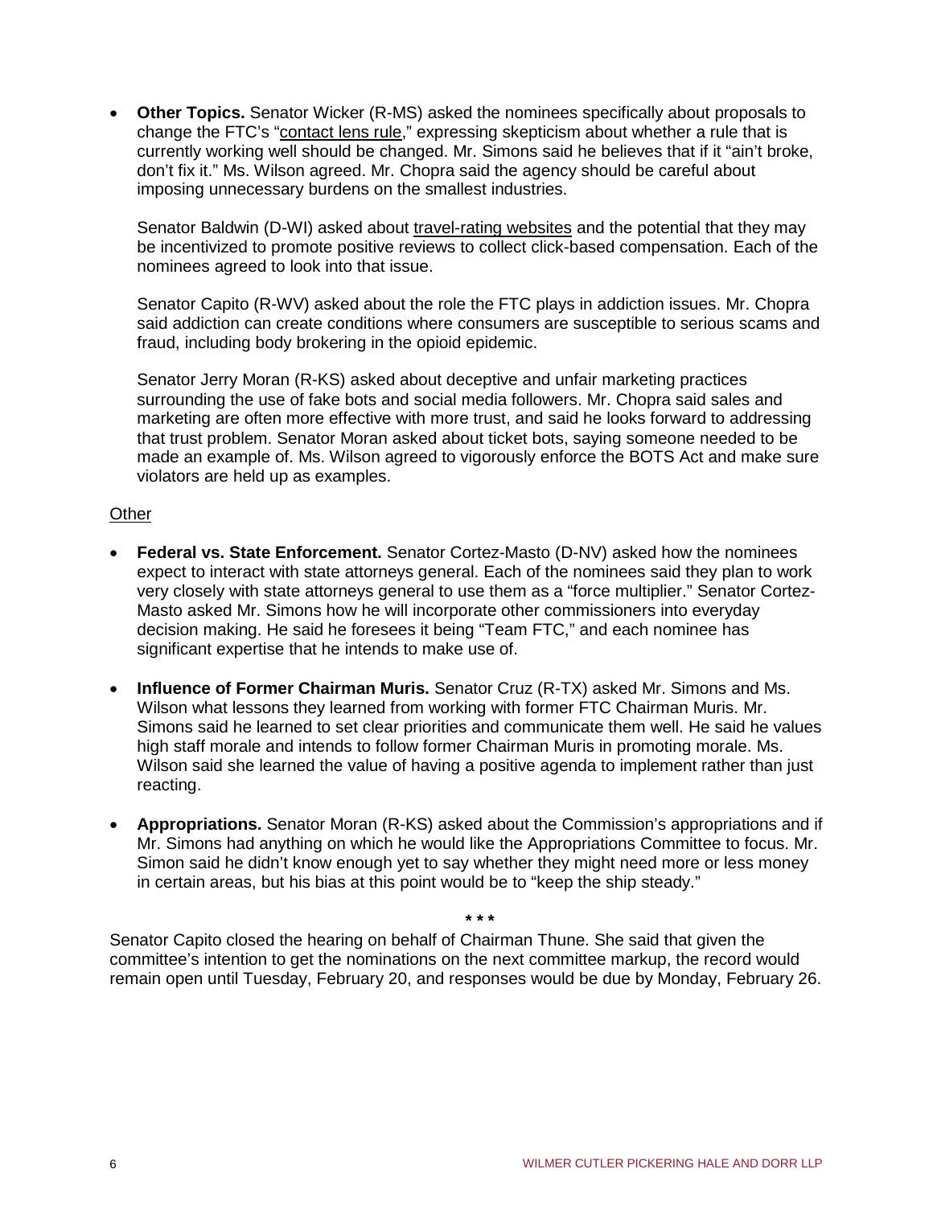- **Other Topics.** Senator Wicker (R-MS) asked the nominees specifically about proposals to change the FTC's "contact lens rule," expressing skepticism about whether a rule that is currently working well should be changed. Mr. Simons said he believes that if it "ain't broke, don't fix it." Ms. Wilson agreed. Mr. Chopra said the agency should be careful about imposing unnecessary burdens on the smallest industries.

  Senator Baldwin (D-WI) asked about travel-rating websites and the potential that they may be incentivized to promote positive reviews to collect click-based compensation. Each of the nominees agreed to look into that issue.

  Senator Capito (R-WV) asked about the role the FTC plays in addiction issues. Mr. Chopra said addiction can create conditions where consumers are susceptible to serious scams and fraud, including body brokering in the opioid epidemic.

  Senator Jerry Moran (R-KS) asked about deceptive and unfair marketing practices surrounding the use of fake bots and social media followers. Mr. Chopra said sales and marketing are often more effective with more trust, and said he looks forward to addressing that trust problem. Senator Moran asked about ticket bots, saying someone needed to be made an example of. Ms. Wilson agreed to vigorously enforce the BOTS Act and make sure violators are held up as examples.

Other

- **Federal vs. State Enforcement.** Senator Cortez-Masto (D-NV) asked how the nominees expect to interact with state attorneys general. Each of the nominees said they plan to work very closely with state attorneys general to use them as a "force multiplier." Senator Cortez-Masto asked Mr. Simons how he will incorporate other commissioners into everyday decision making. He said he foresees it being "Team FTC," and each nominee has significant expertise that he intends to make use of.

- **Influence of Former Chairman Muris.** Senator Cruz (R-TX) asked Mr. Simons and Ms. Wilson what lessons they learned from working with former FTC Chairman Muris. Mr. Simons said he learned to set clear priorities and communicate them well. He said he values high staff morale and intends to follow former Chairman Muris in promoting morale. Ms. Wilson said she learned the value of having a positive agenda to implement rather than just reacting.

- **Appropriations.** Senator Moran (R-KS) asked about the Commission's appropriations and if Mr. Simons had anything on which he would like the Appropriations Committee to focus. Mr. Simon said he didn't know enough yet to say whether they might need more or less money in certain areas, but his bias at this point would be to "keep the ship steady."

\* \* \*

Senator Capito closed the hearing on behalf of Chairman Thune. She said that given the committee's intention to get the nominations on the next committee markup, the record would remain open until Tuesday, February 20, and responses would be due by Monday, February 26.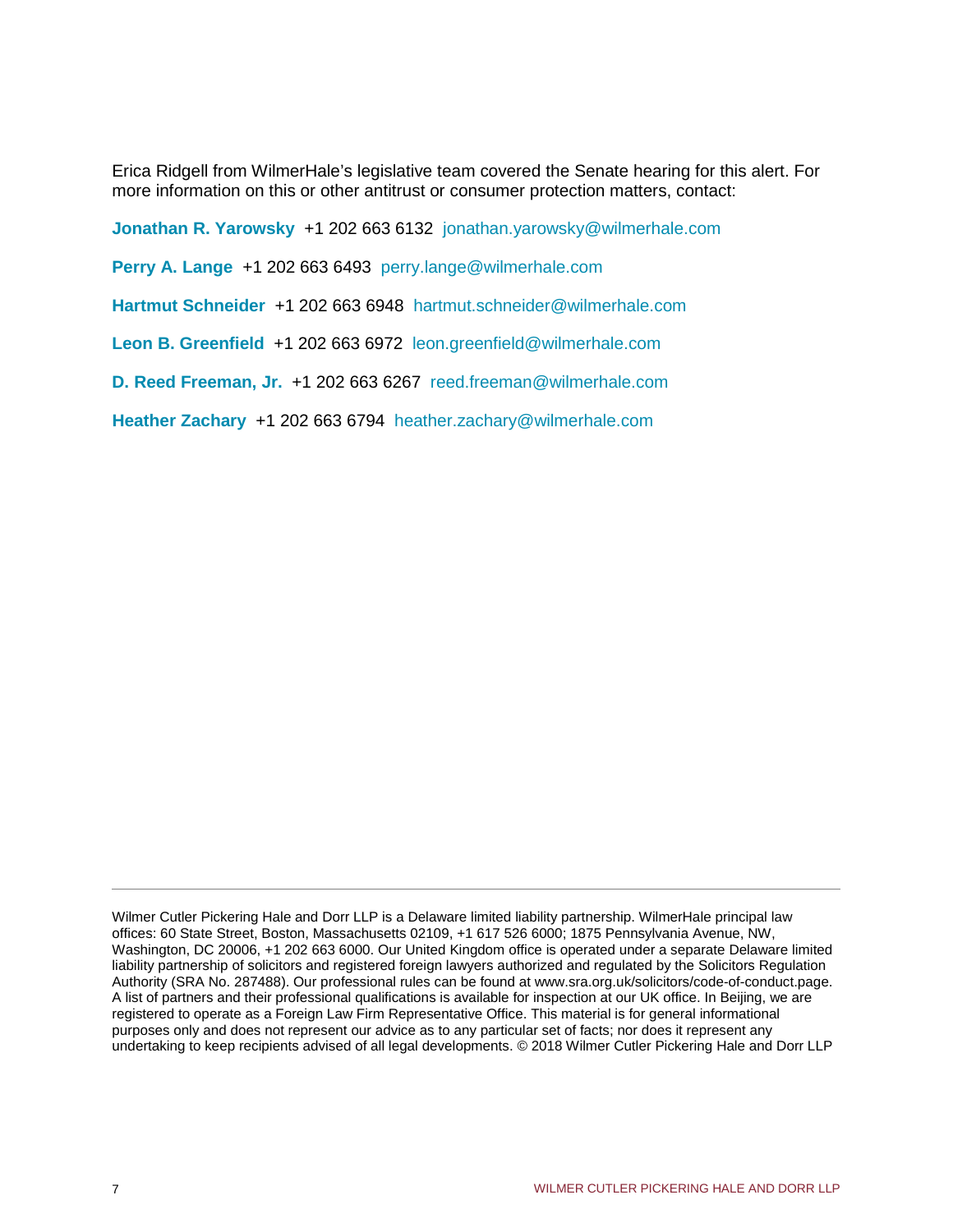Erica Ridgell from WilmerHale's legislative team covered the Senate hearing for this alert. For more information on this or other antitrust or consumer protection matters, contact:

**Jonathan R. Yarowsky** +1 202 663 6132 jonathan.yarowsky@wilmerhale.com

**Perry A. Lange** +1 202 663 6493 perry.lange@wilmerhale.com

**Hartmut Schneider** +1 202 663 6948 hartmut.schneider@wilmerhale.com

**Leon B. Greenfield** +1 202 663 6972 leon.greenfield@wilmerhale.com

**D. Reed Freeman, Jr.** +1 202 663 6267 reed.freeman@wilmerhale.com

**Heather Zachary** +1 202 663 6794 heather.zachary@wilmerhale.com

---

Wilmer Cutler Pickering Hale and Dorr LLP is a Delaware limited liability partnership. WilmerHale principal law offices: 60 State Street, Boston, Massachusetts 02109, +1 617 526 6000; 1875 Pennsylvania Avenue, NW, Washington, DC 20006, +1 202 663 6000. Our United Kingdom office is operated under a separate Delaware limited liability partnership of solicitors and registered foreign lawyers authorized and regulated by the Solicitors Regulation Authority (SRA No. 287488). Our professional rules can be found at www.sra.org.uk/solicitors/code-of-conduct.page. A list of partners and their professional qualifications is available for inspection at our UK office. In Beijing, we are registered to operate as a Foreign Law Firm Representative Office. This material is for general informational purposes only and does not represent our advice as to any particular set of facts; nor does it represent any undertaking to keep recipients advised of all legal developments. © 2018 Wilmer Cutler Pickering Hale and Dorr LLP